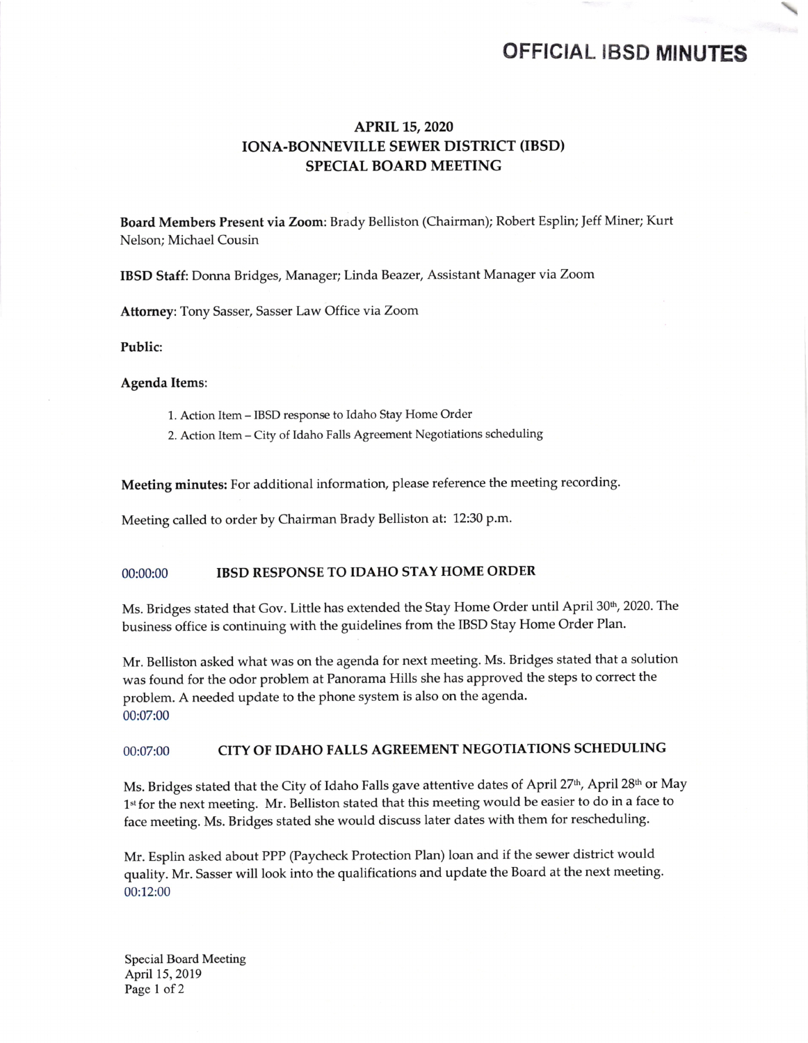# OFFICIAL IBSD MINUTES

## APRIL 15, 2020
## IONA-BONNEVILLE SEWER DISTRICT (IBSD)
## SPECIAL BOARD MEETING

**Board Members Present via Zoom**: Brady Belliston (Chairman); Robert Esplin; Jeff Miner; Kurt Nelson; Michael Cousin

**IBSD Staff**: Donna Bridges, Manager; Linda Beazer, Assistant Manager via Zoom

**Attorney**: Tony Sasser, Sasser Law Office via Zoom

**Public**:

**Agenda Items**:

1. Action Item – IBSD response to Idaho Stay Home Order
2. Action Item – City of Idaho Falls Agreement Negotiations scheduling

**Meeting minutes:** For additional information, please reference the meeting recording.

Meeting called to order by Chairman Brady Belliston at: 12:30 p.m.

### 00:00:00 IBSD RESPONSE TO IDAHO STAY HOME ORDER

Ms. Bridges stated that Gov. Little has extended the Stay Home Order until April 30th, 2020. The business office is continuing with the guidelines from the IBSD Stay Home Order Plan.

Mr. Belliston asked what was on the agenda for next meeting. Ms. Bridges stated that a solution was found for the odor problem at Panorama Hills she has approved the steps to correct the problem. A needed update to the phone system is also on the agenda.
00:07:00

### 00:07:00 CITY OF IDAHO FALLS AGREEMENT NEGOTIATIONS SCHEDULING

Ms. Bridges stated that the City of Idaho Falls gave attentive dates of April 27th, April 28th or May 1st for the next meeting. Mr. Belliston stated that this meeting would be easier to do in a face to face meeting. Ms. Bridges stated she would discuss later dates with them for rescheduling.

Mr. Esplin asked about PPP (Paycheck Protection Plan) loan and if the sewer district would quality. Mr. Sasser will look into the qualifications and update the Board at the next meeting.
00:12:00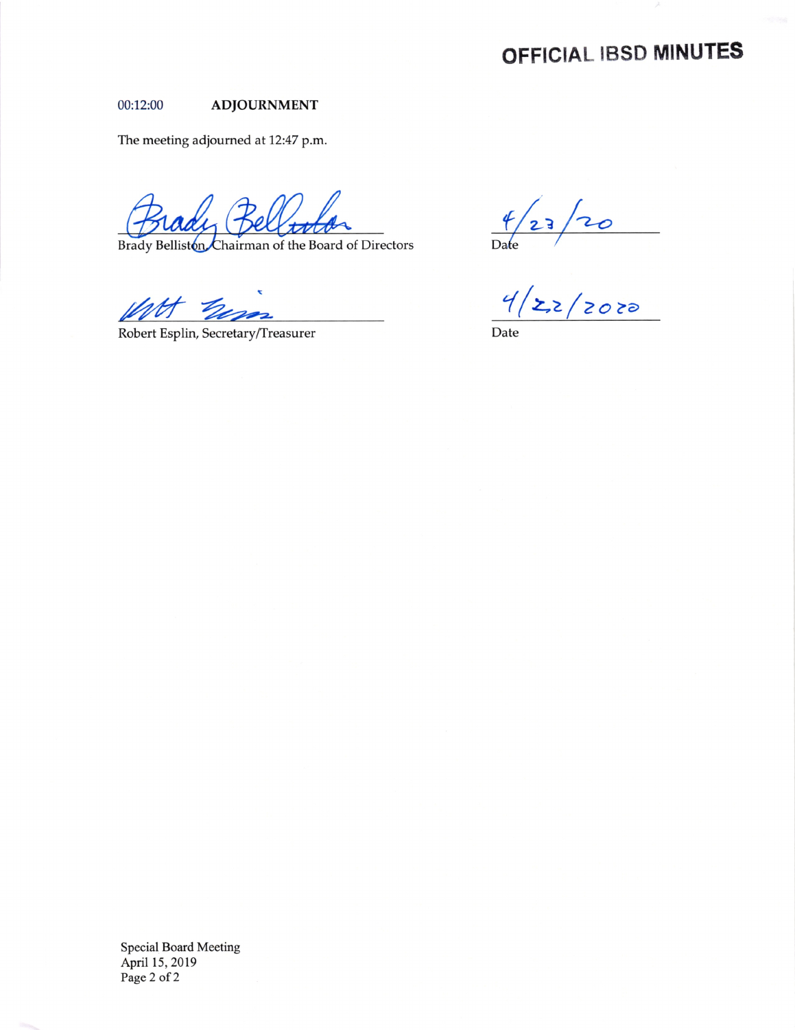**OFFICIAL IBSD MINUTES**

00:12:00 **ADJOURNMENT**

The meeting adjourned at 12:47 p.m.

Brady Belliston, Chairman of the Board of Directors — Date: 4/23/20

Robert Esplin, Secretary/Treasurer — Date: 4/22/2020

Special Board Meeting
April 15, 2019